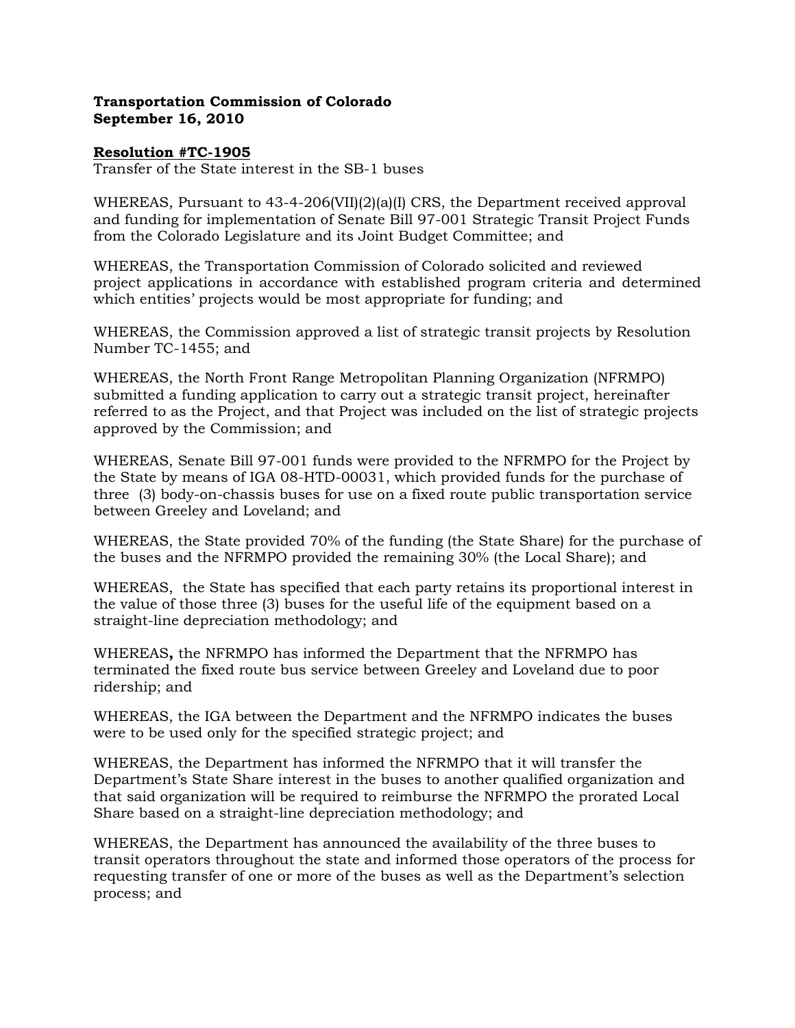**Transportation Commission of Colorado**
**September 16, 2010**

**Resolution #TC-1905**

Transfer of the State interest in the SB-1 buses

WHEREAS, Pursuant to 43-4-206(VII)(2)(a)(I) CRS, the Department received approval and funding for implementation of Senate Bill 97-001 Strategic Transit Project Funds from the Colorado Legislature and its Joint Budget Committee; and

WHEREAS, the Transportation Commission of Colorado solicited and reviewed project applications in accordance with established program criteria and determined which entities' projects would be most appropriate for funding; and

WHEREAS, the Commission approved a list of strategic transit projects by Resolution Number TC-1455; and

WHEREAS, the North Front Range Metropolitan Planning Organization (NFRMPO) submitted a funding application to carry out a strategic transit project, hereinafter referred to as the Project, and that Project was included on the list of strategic projects approved by the Commission; and

WHEREAS, Senate Bill 97-001 funds were provided to the NFRMPO for the Project by the State by means of IGA 08-HTD-00031, which provided funds for the purchase of three (3) body-on-chassis buses for use on a fixed route public transportation service between Greeley and Loveland; and

WHEREAS, the State provided 70% of the funding (the State Share) for the purchase of the buses and the NFRMPO provided the remaining 30% (the Local Share); and

WHEREAS, the State has specified that each party retains its proportional interest in the value of those three (3) buses for the useful life of the equipment based on a straight-line depreciation methodology; and

WHEREAS**,** the NFRMPO has informed the Department that the NFRMPO has terminated the fixed route bus service between Greeley and Loveland due to poor ridership; and

WHEREAS, the IGA between the Department and the NFRMPO indicates the buses were to be used only for the specified strategic project; and

WHEREAS, the Department has informed the NFRMPO that it will transfer the Department's State Share interest in the buses to another qualified organization and that said organization will be required to reimburse the NFRMPO the prorated Local Share based on a straight-line depreciation methodology; and

WHEREAS, the Department has announced the availability of the three buses to transit operators throughout the state and informed those operators of the process for requesting transfer of one or more of the buses as well as the Department's selection process; and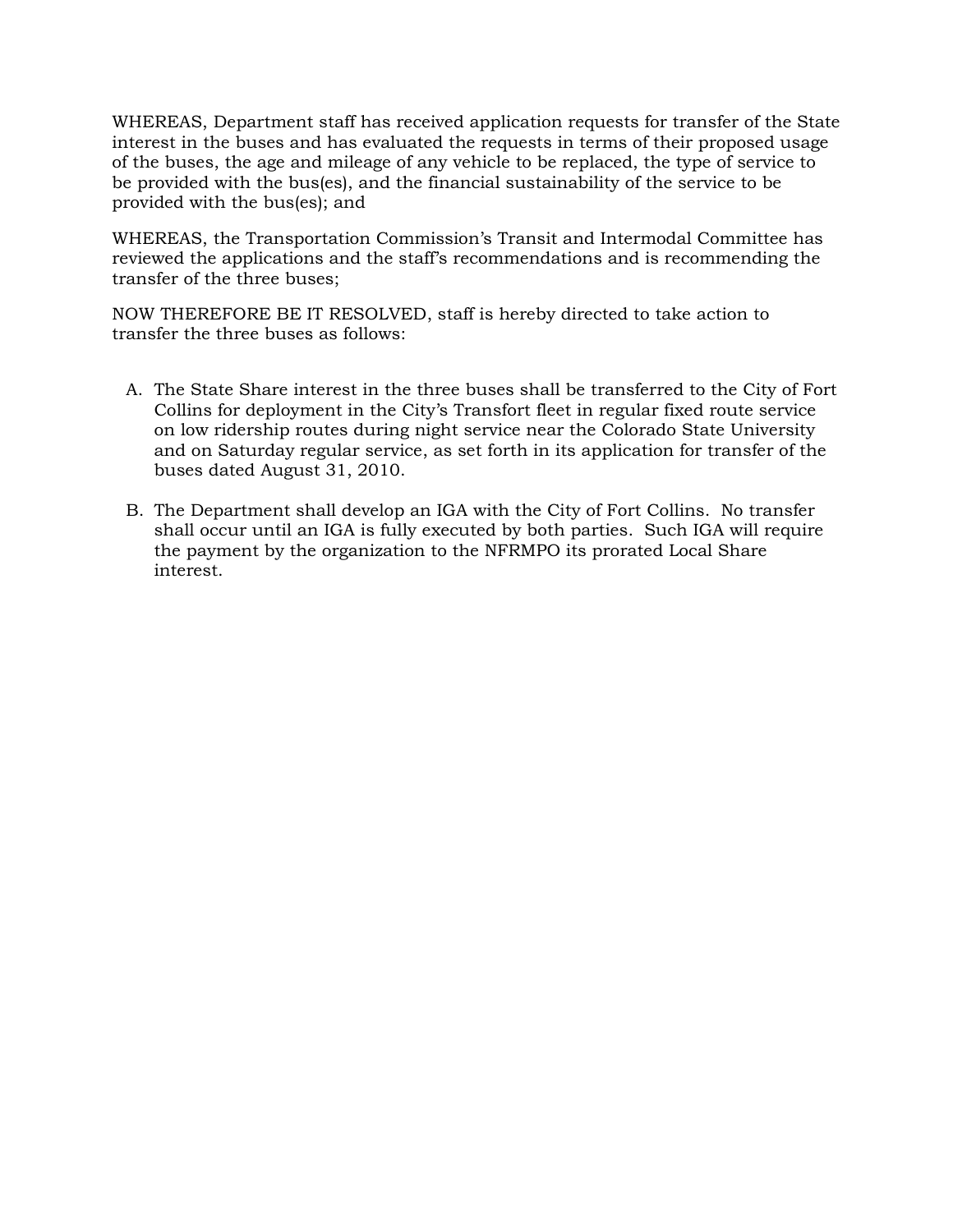WHEREAS, Department staff has received application requests for transfer of the State interest in the buses and has evaluated the requests in terms of their proposed usage of the buses, the age and mileage of any vehicle to be replaced, the type of service to be provided with the bus(es), and the financial sustainability of the service to be provided with the bus(es); and

WHEREAS, the Transportation Commission's Transit and Intermodal Committee has reviewed the applications and the staff's recommendations and is recommending the transfer of the three buses;

NOW THEREFORE BE IT RESOLVED, staff is hereby directed to take action to transfer the three buses as follows:

A. The State Share interest in the three buses shall be transferred to the City of Fort Collins for deployment in the City's Transfort fleet in regular fixed route service on low ridership routes during night service near the Colorado State University and on Saturday regular service, as set forth in its application for transfer of the buses dated August 31, 2010.

B. The Department shall develop an IGA with the City of Fort Collins. No transfer shall occur until an IGA is fully executed by both parties. Such IGA will require the payment by the organization to the NFRMPO its prorated Local Share interest.